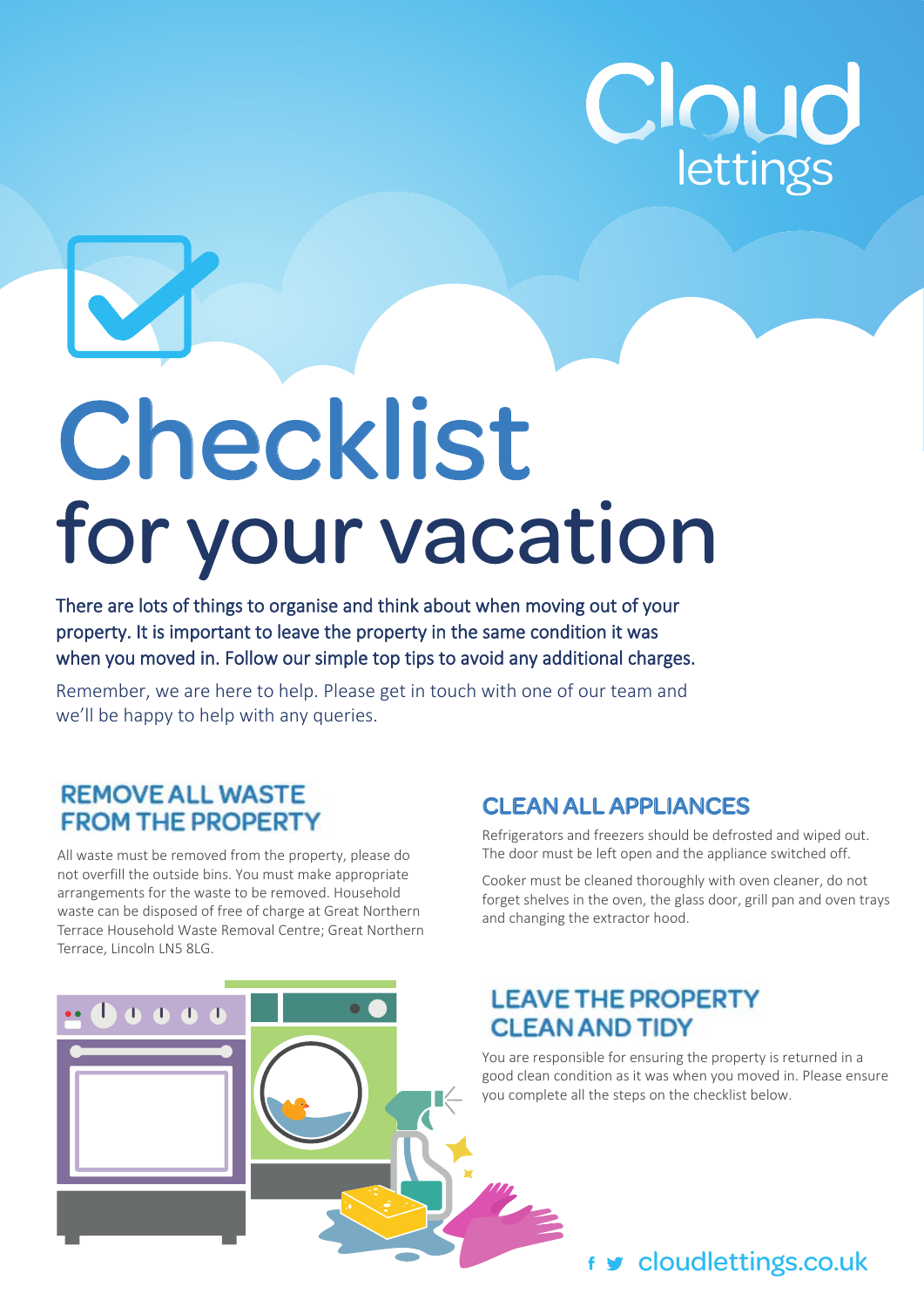Cloud lettings

# Checklist for your vacation

There are lots of things to organise and think about when moving out of your property. It is important to leave the property in the same condition it was when you moved in. Follow our simple top tips to avoid any additional charges.

Remember, we are here to help. Please get in touch with one of our team and we'll be happy to help with any queries.

## REMOVE ALL WASTE FROM THE PROPERTY

All waste must be removed from the property, please do not overfill the outside bins. You must make appropriate arrangements for the waste to be removed. Household waste can be disposed of free of charge at Great Northern Terrace Household Waste Removal Centre; Great Northern Terrace, Lincoln LN5 8LG.

## CLEAN ALL APPLIANCES

Refrigerators and freezers should be defrosted and wiped out. The door must be left open and the appliance switched off.

Cooker must be cleaned thoroughly with oven cleaner, do not forget shelves in the oven, the glass door, grill pan and oven trays and changing the extractor hood.

## LEAVE THE PROPERTY CLEAN AND TIDY

You are responsible for ensuring the property is returned in a good clean condition as it was when you moved in. Please ensure you complete all the steps on the checklist below.

cloudlettings.co.uk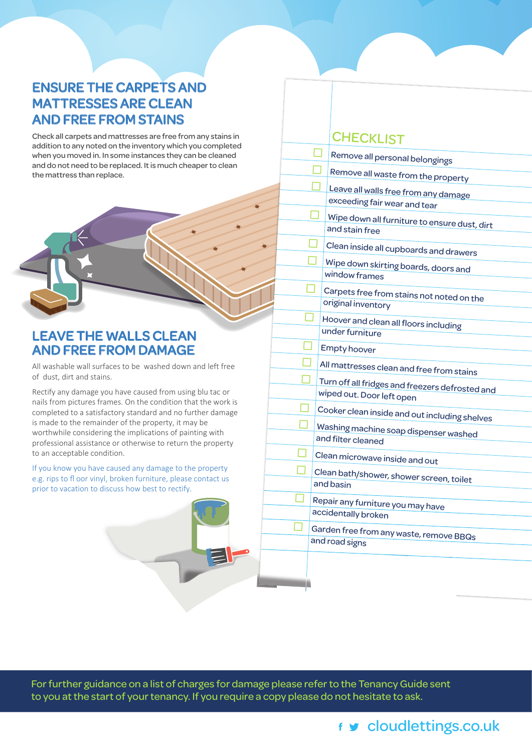## ENSURE THE CARPETS AND MATTRESSES ARE CLEAN AND FREE FROM STAINS

Check all carpets and mattresses are free from any stains in addition to any noted on the inventory which you completed when you moved in. In some instances they can be cleaned and do not need to be replaced. It is much cheaper to clean the mattress than replace.

## LEAVE THE WALLS CLEAN AND FREE FROM DAMAGE

All washable wall surfaces to be washed down and left free of dust, dirt and stains.

Rectify any damage you have caused from using blu tac or nails from pictures frames. On the condition that the work is completed to a satisfactory standard and no further damage is made to the remainder of the property, it may be worthwhile considering the implications of painting with professional assistance or otherwise to return the property to an acceptable condition.

If you know you have caused any damage to the property e.g. rips to fl oor vinyl, broken furniture, please contact us prior to vacation to discuss how best to rectify.

## CHECKLIST

- [ ] Remove all personal belongings
- [ ] Remove all waste from the property
- [ ] Leave all walls free from any damage exceeding fair wear and tear
- [ ] Wipe down all furniture to ensure dust, dirt and stain free
- [ ] Clean inside all cupboards and drawers
- [ ] Wipe down skirting boards, doors and window frames
- [ ] Carpets free from stains not noted on the original inventory
- [ ] Hoover and clean all floors including under furniture
- [ ] Empty hoover
- [ ] All mattresses clean and free from stains
- [ ] Turn off all fridges and freezers defrosted and wiped out. Door left open
- [ ] Cooker clean inside and out including shelves
- [ ] Washing machine soap dispenser washed and filter cleaned
- [ ] Clean microwave inside and out
- [ ] Clean bath/shower, shower screen, toilet and basin
- [ ] Repair any furniture you may have accidentally broken
- [ ] Garden free from any waste, remove BBQs and road signs

For further guidance on a list of charges for damage please refer to the Tenancy Guide sent to you at the start of your tenancy. If you require a copy please do not hesitate to ask.

cloudlettings.co.uk